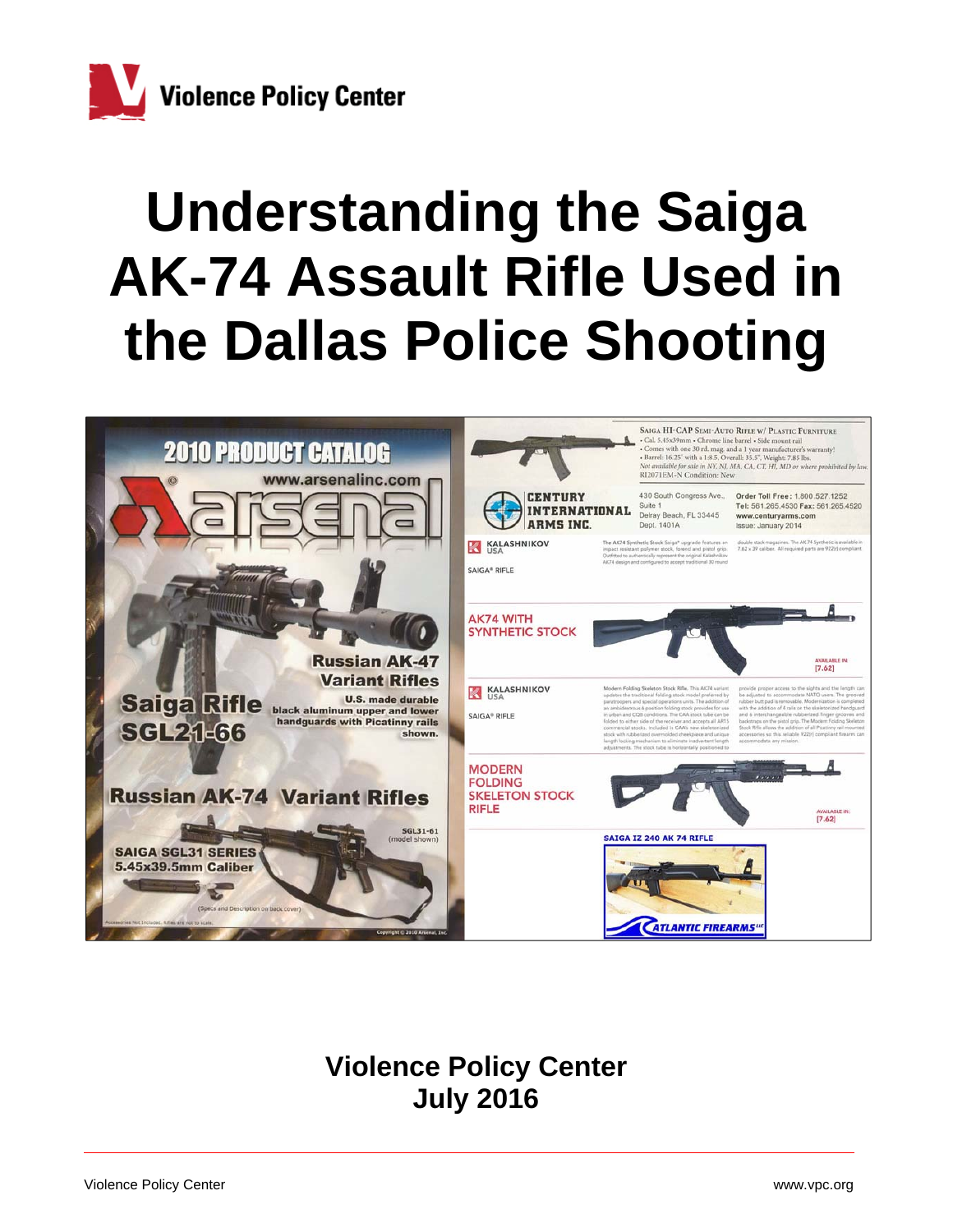Violence Policy Center

# Understanding the Saiga AK-74 Assault Rifle Used in the Dallas Police Shooting

**Violence Policy Center**
**July 2016**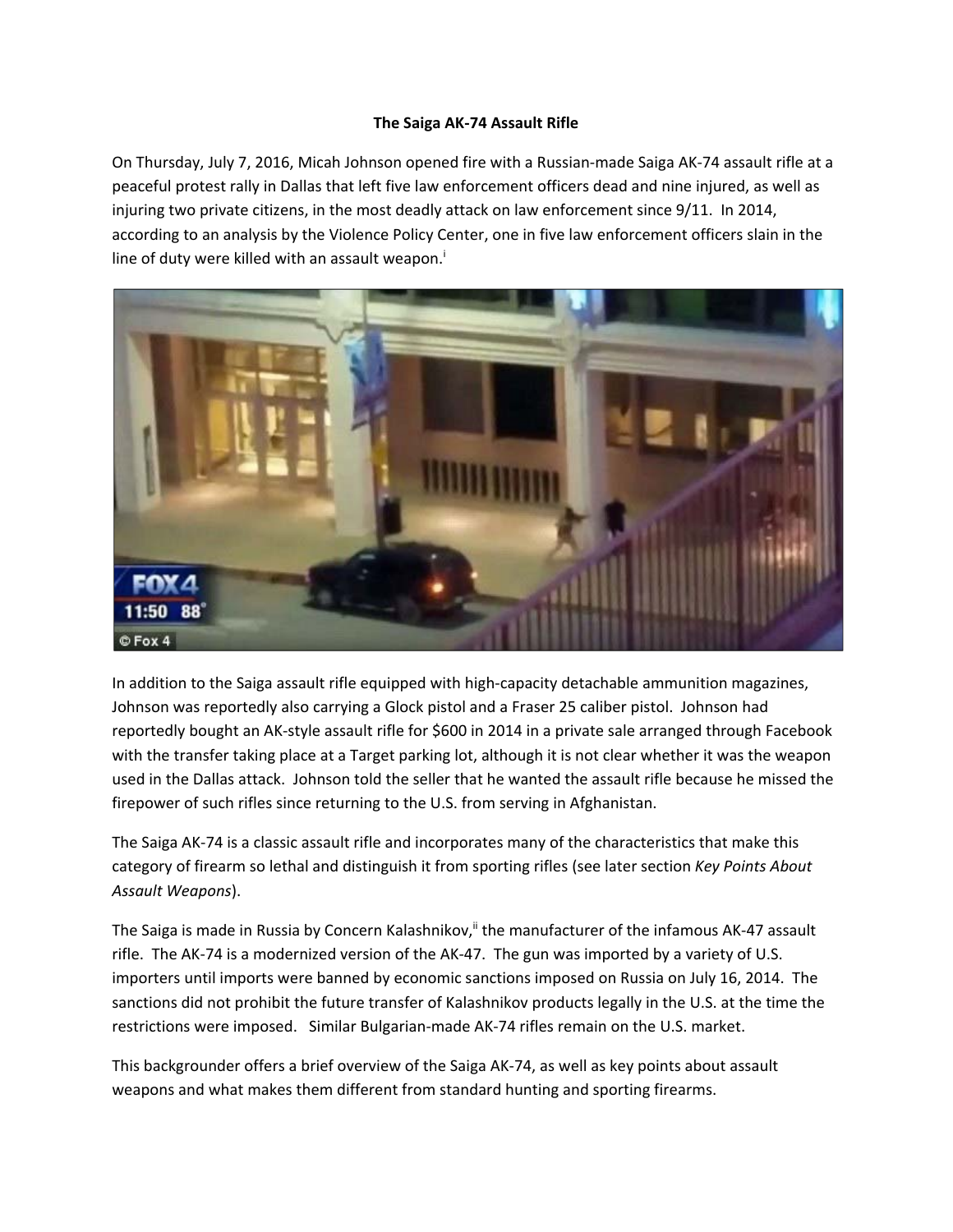**The Saiga AK-74 Assault Rifle**

On Thursday, July 7, 2016, Micah Johnson opened fire with a Russian-made Saiga AK-74 assault rifle at a peaceful protest rally in Dallas that left five law enforcement officers dead and nine injured, as well as injuring two private citizens, in the most deadly attack on law enforcement since 9/11. In 2014, according to an analysis by the Violence Policy Center, one in five law enforcement officers slain in the line of duty were killed with an assault weapon.[i]

In addition to the Saiga assault rifle equipped with high-capacity detachable ammunition magazines, Johnson was reportedly also carrying a Glock pistol and a Fraser 25 caliber pistol. Johnson had reportedly bought an AK-style assault rifle for $600 in 2014 in a private sale arranged through Facebook with the transfer taking place at a Target parking lot, although it is not clear whether it was the weapon used in the Dallas attack. Johnson told the seller that he wanted the assault rifle because he missed the firepower of such rifles since returning to the U.S. from serving in Afghanistan.

The Saiga AK-74 is a classic assault rifle and incorporates many of the characteristics that make this category of firearm so lethal and distinguish it from sporting rifles (see later section *Key Points About Assault Weapons*).

The Saiga is made in Russia by Concern Kalashnikov,[ii] the manufacturer of the infamous AK-47 assault rifle. The AK-74 is a modernized version of the AK-47. The gun was imported by a variety of U.S. importers until imports were banned by economic sanctions imposed on Russia on July 16, 2014. The sanctions did not prohibit the future transfer of Kalashnikov products legally in the U.S. at the time the restrictions were imposed. Similar Bulgarian-made AK-74 rifles remain on the U.S. market.

This backgrounder offers a brief overview of the Saiga AK-74, as well as key points about assault weapons and what makes them different from standard hunting and sporting firearms.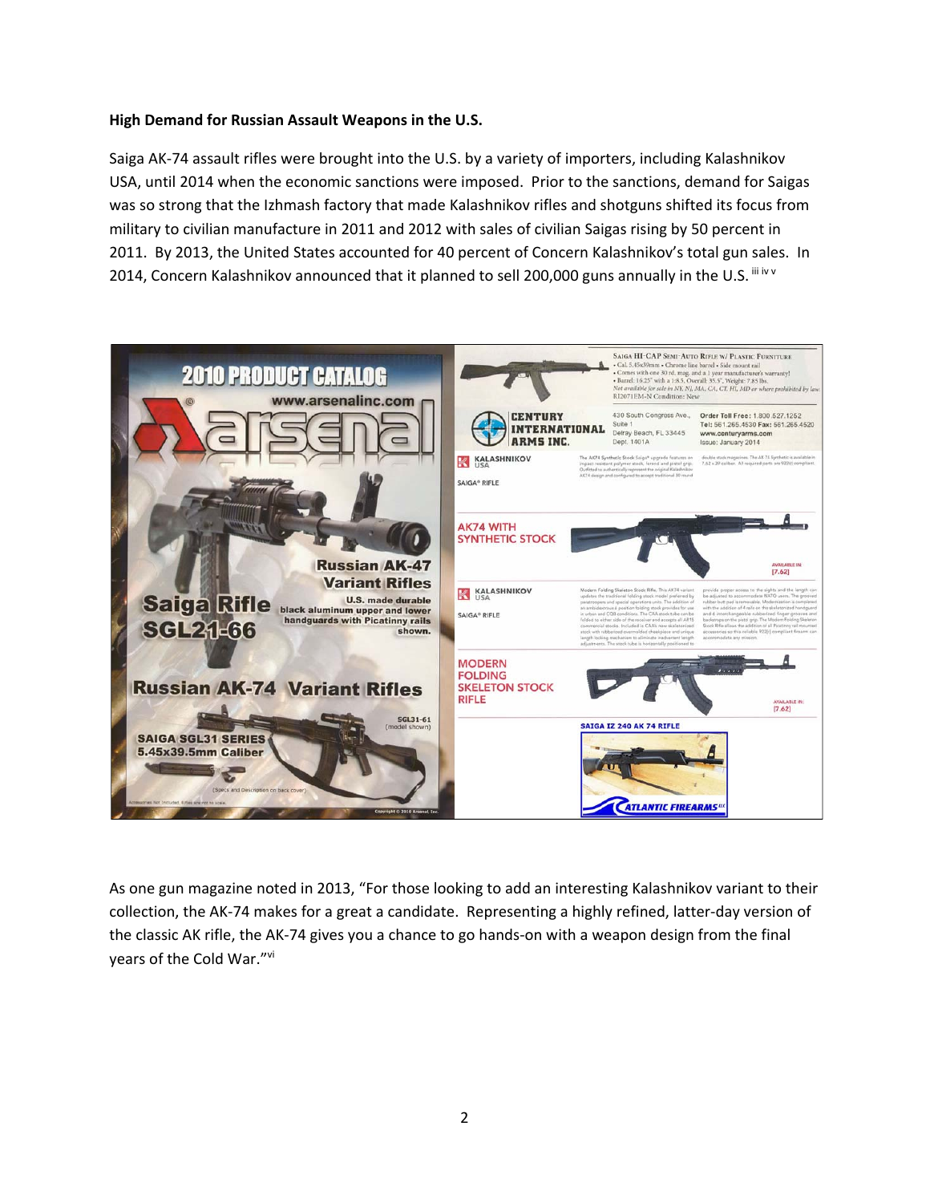**High Demand for Russian Assault Weapons in the U.S.**

Saiga AK-74 assault rifles were brought into the U.S. by a variety of importers, including Kalashnikov USA, until 2014 when the economic sanctions were imposed. Prior to the sanctions, demand for Saigas was so strong that the Izhmash factory that made Kalashnikov rifles and shotguns shifted its focus from military to civilian manufacture in 2011 and 2012 with sales of civilian Saigas rising by 50 percent in 2011. By 2013, the United States accounted for 40 percent of Concern Kalashnikov's total gun sales. In 2014, Concern Kalashnikov announced that it planned to sell 200,000 guns annually in the U.S.[iii iv v]

As one gun magazine noted in 2013, "For those looking to add an interesting Kalashnikov variant to their collection, the AK-74 makes for a great a candidate. Representing a highly refined, latter-day version of the classic AK rifle, the AK-74 gives you a chance to go hands-on with a weapon design from the final years of the Cold War."[vi]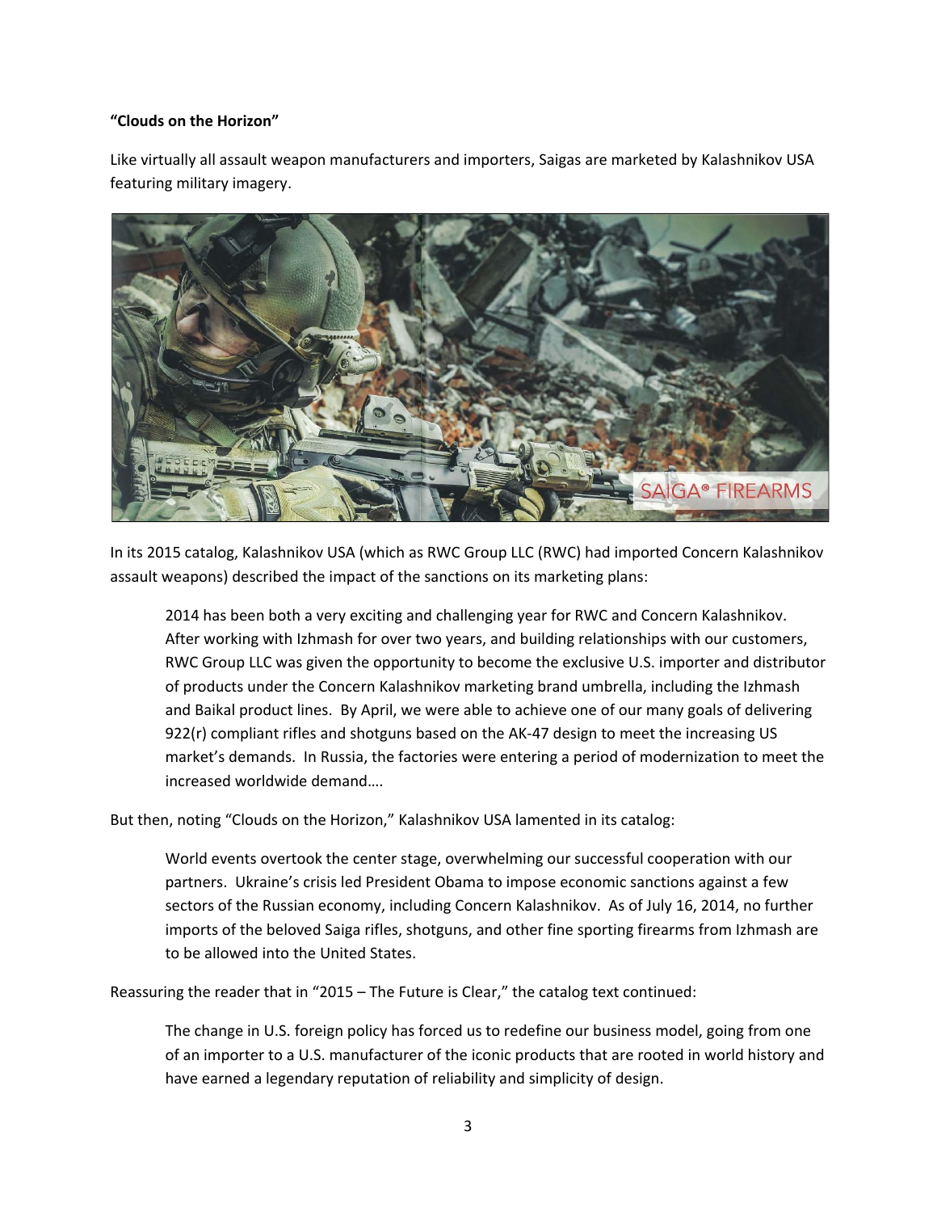**“Clouds on the Horizon”**

Like virtually all assault weapon manufacturers and importers, Saigas are marketed by Kalashnikov USA featuring military imagery.

In its 2015 catalog, Kalashnikov USA (which as RWC Group LLC (RWC) had imported Concern Kalashnikov assault weapons) described the impact of the sanctions on its marketing plans:

> 2014 has been both a very exciting and challenging year for RWC and Concern Kalashnikov. After working with Izhmash for over two years, and building relationships with our customers, RWC Group LLC was given the opportunity to become the exclusive U.S. importer and distributor of products under the Concern Kalashnikov marketing brand umbrella, including the Izhmash and Baikal product lines. By April, we were able to achieve one of our many goals of delivering 922(r) compliant rifles and shotguns based on the AK-47 design to meet the increasing US market’s demands. In Russia, the factories were entering a period of modernization to meet the increased worldwide demand….

But then, noting “Clouds on the Horizon,” Kalashnikov USA lamented in its catalog:

> World events overtook the center stage, overwhelming our successful cooperation with our partners. Ukraine’s crisis led President Obama to impose economic sanctions against a few sectors of the Russian economy, including Concern Kalashnikov. As of July 16, 2014, no further imports of the beloved Saiga rifles, shotguns, and other fine sporting firearms from Izhmash are to be allowed into the United States.

Reassuring the reader that in “2015 – The Future is Clear,” the catalog text continued:

> The change in U.S. foreign policy has forced us to redefine our business model, going from one of an importer to a U.S. manufacturer of the iconic products that are rooted in world history and have earned a legendary reputation of reliability and simplicity of design.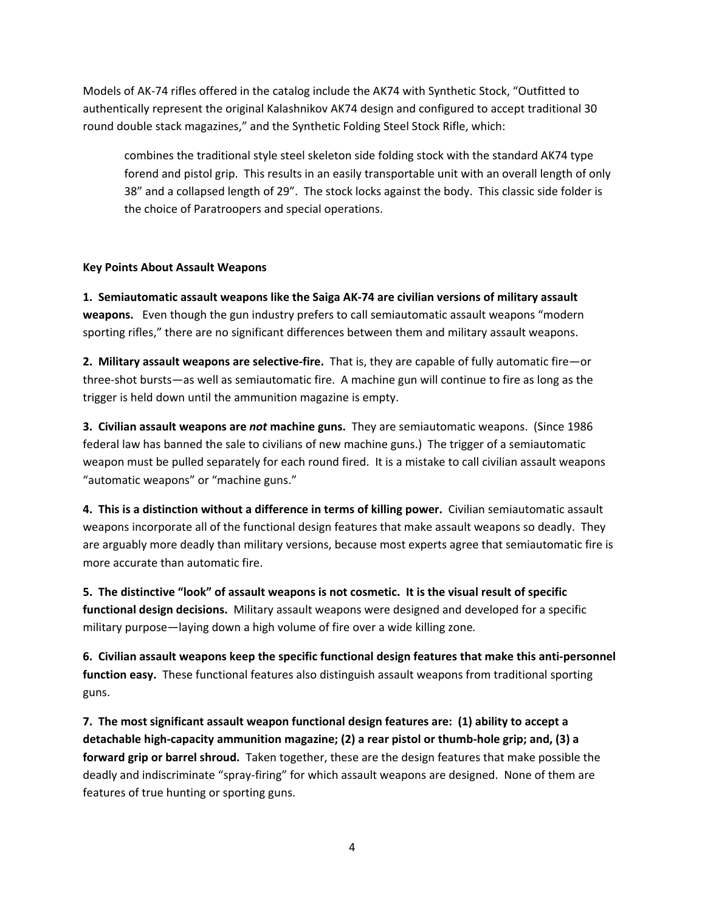Models of AK-74 rifles offered in the catalog include the AK74 with Synthetic Stock, "Outfitted to authentically represent the original Kalashnikov AK74 design and configured to accept traditional 30 round double stack magazines," and the Synthetic Folding Steel Stock Rifle, which:

> combines the traditional style steel skeleton side folding stock with the standard AK74 type forend and pistol grip. This results in an easily transportable unit with an overall length of only 38" and a collapsed length of 29". The stock locks against the body. This classic side folder is the choice of Paratroopers and special operations.

**Key Points About Assault Weapons**

**1. Semiautomatic assault weapons like the Saiga AK-74 are civilian versions of military assault weapons.** Even though the gun industry prefers to call semiautomatic assault weapons "modern sporting rifles," there are no significant differences between them and military assault weapons.

**2. Military assault weapons are selective-fire.** That is, they are capable of fully automatic fire—or three-shot bursts—as well as semiautomatic fire. A machine gun will continue to fire as long as the trigger is held down until the ammunition magazine is empty.

**3. Civilian assault weapons are *not* machine guns.** They are semiautomatic weapons. (Since 1986 federal law has banned the sale to civilians of new machine guns.) The trigger of a semiautomatic weapon must be pulled separately for each round fired. It is a mistake to call civilian assault weapons "automatic weapons" or "machine guns."

**4. This is a distinction without a difference in terms of killing power.** Civilian semiautomatic assault weapons incorporate all of the functional design features that make assault weapons so deadly. They are arguably more deadly than military versions, because most experts agree that semiautomatic fire is more accurate than automatic fire.

**5. The distinctive "look" of assault weapons is not cosmetic. It is the visual result of specific functional design decisions.** Military assault weapons were designed and developed for a specific military purpose—laying down a high volume of fire over a wide killing zone*.*

**6. Civilian assault weapons keep the specific functional design features that make this anti-personnel function easy.** These functional features also distinguish assault weapons from traditional sporting guns.

**7. The most significant assault weapon functional design features are: (1) ability to accept a detachable high-capacity ammunition magazine; (2) a rear pistol or thumb-hole grip; and, (3) a forward grip or barrel shroud.** Taken together, these are the design features that make possible the deadly and indiscriminate "spray-firing" for which assault weapons are designed. None of them are features of true hunting or sporting guns.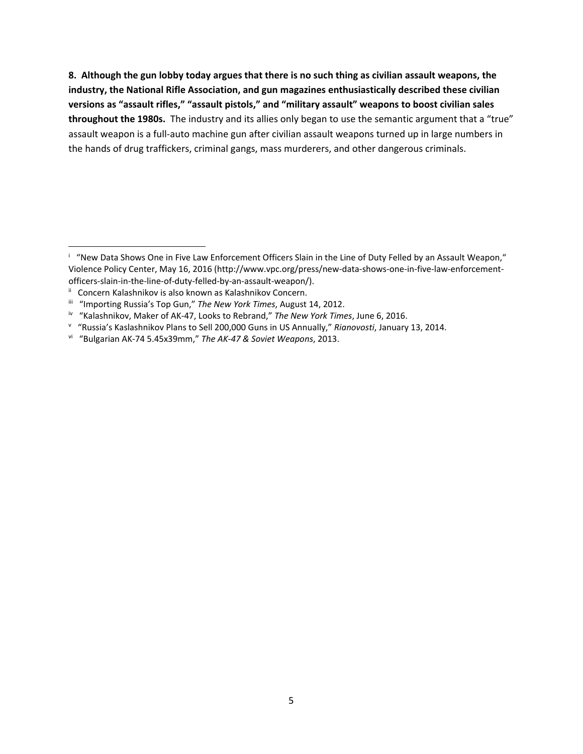**8. Although the gun lobby today argues that there is no such thing as civilian assault weapons, the industry, the National Rifle Association, and gun magazines enthusiastically described these civilian versions as "assault rifles," "assault pistols," and "military assault" weapons to boost civilian sales throughout the 1980s.** The industry and its allies only began to use the semantic argument that a "true" assault weapon is a full-auto machine gun after civilian assault weapons turned up in large numbers in the hands of drug traffickers, criminal gangs, mass murderers, and other dangerous criminals.

---

[i] "New Data Shows One in Five Law Enforcement Officers Slain in the Line of Duty Felled by an Assault Weapon," Violence Policy Center, May 16, 2016 (http://www.vpc.org/press/new-data-shows-one-in-five-law-enforcement-officers-slain-in-the-line-of-duty-felled-by-an-assault-weapon/).

[ii] Concern Kalashnikov is also known as Kalashnikov Concern.

[iii] "Importing Russia's Top Gun," *The New York Times*, August 14, 2012.

[iv] "Kalashnikov, Maker of AK-47, Looks to Rebrand," *The New York Times*, June 6, 2016.

[v] "Russia's Kaslashnikov Plans to Sell 200,000 Guns in US Annually," *Rianovosti*, January 13, 2014.

[vi] "Bulgarian AK-74 5.45x39mm," *The AK-47 & Soviet Weapons*, 2013.